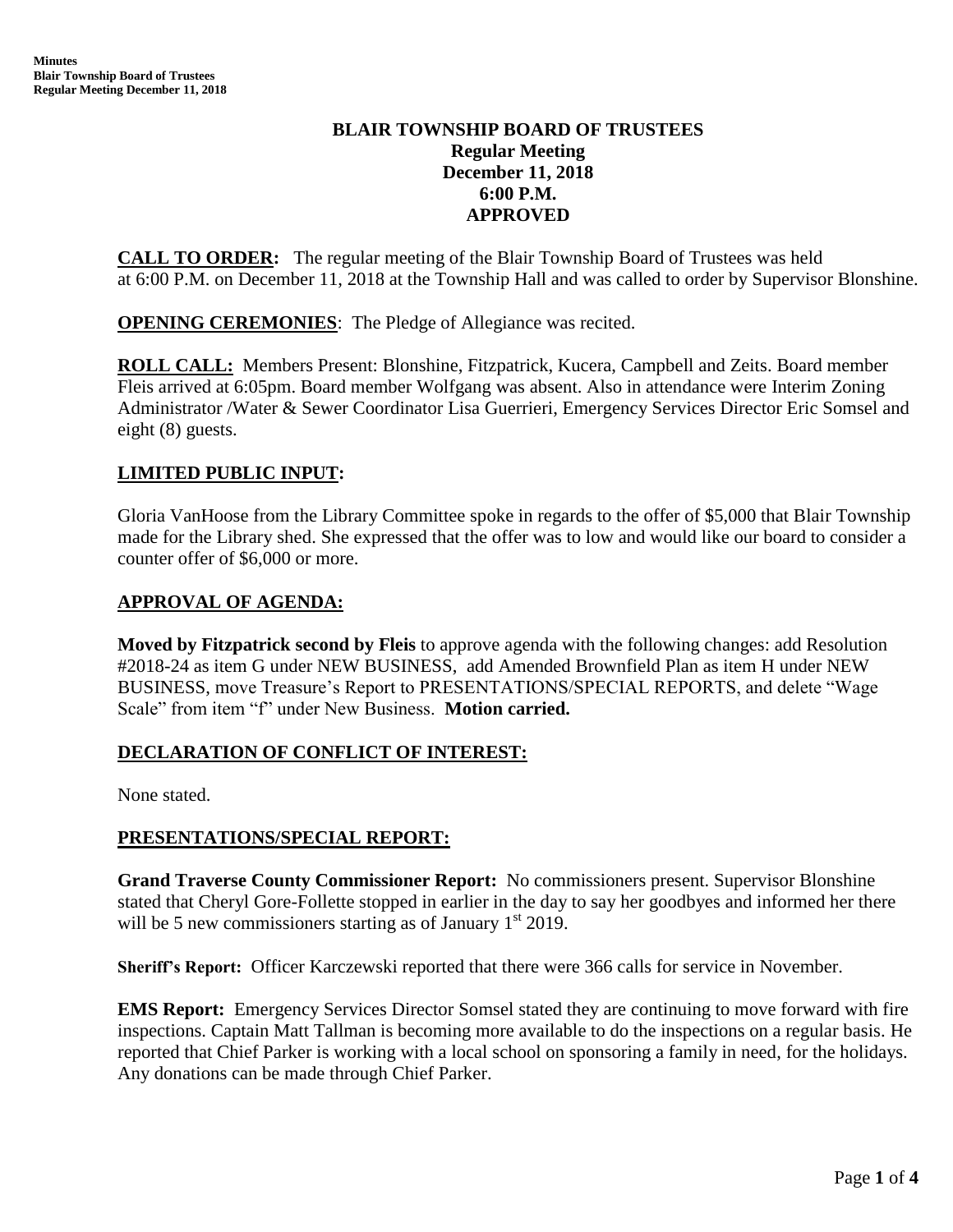# BLAIR TOWNSHIP BOARD OF TRUSTEES
## Regular Meeting
## December 11, 2018
## 6:00 P.M.
## APPROVED

**CALL TO ORDER:** The regular meeting of the Blair Township Board of Trustees was held at 6:00 P.M. on December 11, 2018 at the Township Hall and was called to order by Supervisor Blonshine.

**OPENING CEREMONIES**: The Pledge of Allegiance was recited.

**ROLL CALL:** Members Present: Blonshine, Fitzpatrick, Kucera, Campbell and Zeits. Board member Fleis arrived at 6:05pm. Board member Wolfgang was absent. Also in attendance were Interim Zoning Administrator /Water & Sewer Coordinator Lisa Guerrieri, Emergency Services Director Eric Somsel and eight (8) guests.

## LIMITED PUBLIC INPUT:

Gloria VanHoose from the Library Committee spoke in regards to the offer of $5,000 that Blair Township made for the Library shed. She expressed that the offer was to low and would like our board to consider a counter offer of $6,000 or more.

## APPROVAL OF AGENDA:

**Moved by Fitzpatrick second by Fleis** to approve agenda with the following changes: add Resolution #2018-24 as item G under NEW BUSINESS, add Amended Brownfield Plan as item H under NEW BUSINESS, move Treasure's Report to PRESENTATIONS/SPECIAL REPORTS, and delete "Wage Scale" from item "f" under New Business. **Motion carried.**

## DECLARATION OF CONFLICT OF INTEREST:

None stated.

## PRESENTATIONS/SPECIAL REPORT:

**Grand Traverse County Commissioner Report:** No commissioners present. Supervisor Blonshine stated that Cheryl Gore-Follette stopped in earlier in the day to say her goodbyes and informed her there will be 5 new commissioners starting as of January 1st 2019.

**Sheriff's Report:** Officer Karczewski reported that there were 366 calls for service in November.

**EMS Report:** Emergency Services Director Somsel stated they are continuing to move forward with fire inspections. Captain Matt Tallman is becoming more available to do the inspections on a regular basis. He reported that Chief Parker is working with a local school on sponsoring a family in need, for the holidays. Any donations can be made through Chief Parker.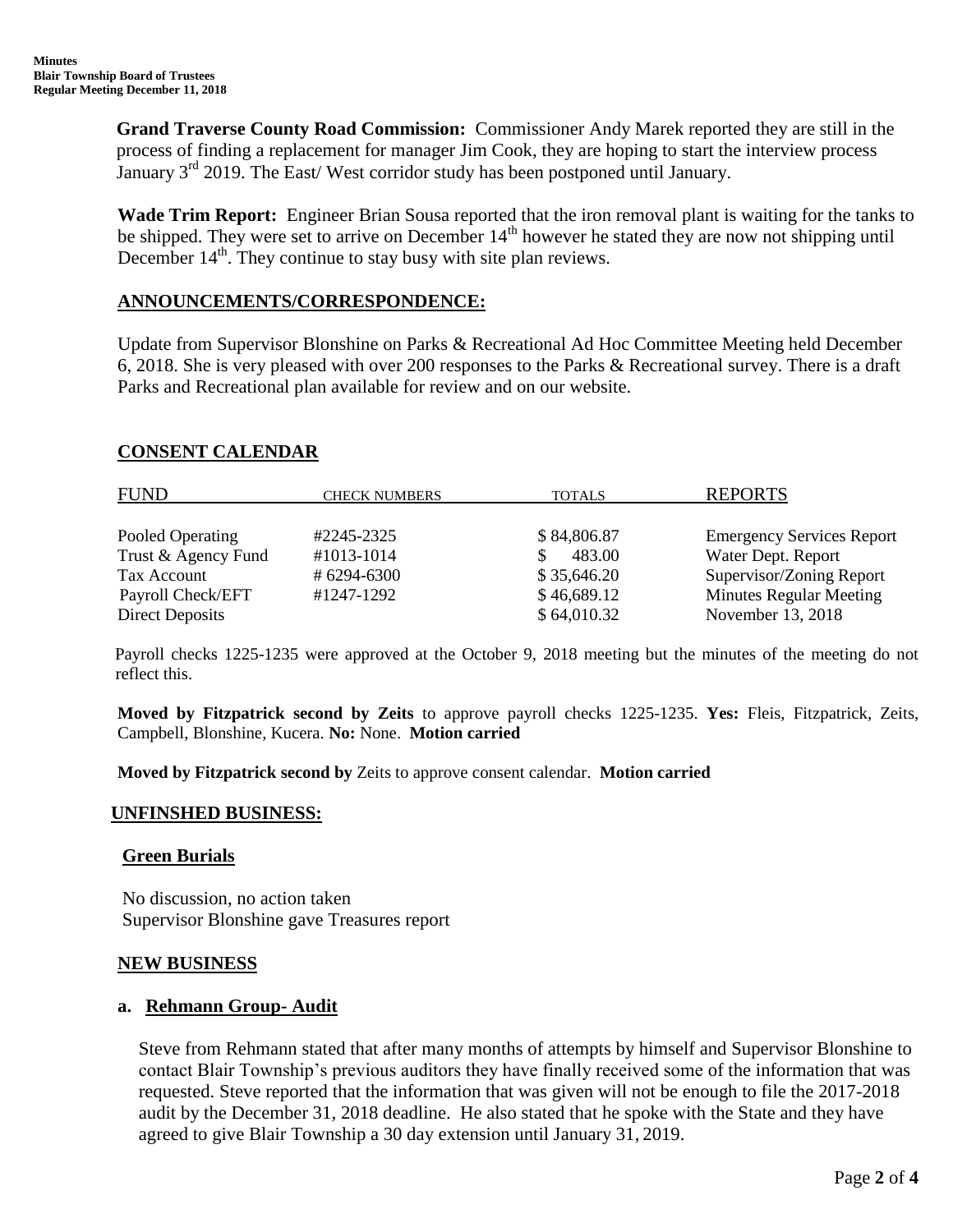**Grand Traverse County Road Commission:** Commissioner Andy Marek reported they are still in the process of finding a replacement for manager Jim Cook, they are hoping to start the interview process January 3rd 2019. The East/ West corridor study has been postponed until January.

**Wade Trim Report:** Engineer Brian Sousa reported that the iron removal plant is waiting for the tanks to be shipped. They were set to arrive on December 14th however he stated they are now not shipping until December 14th. They continue to stay busy with site plan reviews.

## ANNOUNCEMENTS/CORRESPONDENCE:

Update from Supervisor Blonshine on Parks & Recreational Ad Hoc Committee Meeting held December 6, 2018. She is very pleased with over 200 responses to the Parks & Recreational survey. There is a draft Parks and Recreational plan available for review and on our website.

## CONSENT CALENDAR

| FUND | CHECK NUMBERS | TOTALS | REPORTS |
|---|---|---|---|
| Pooled Operating | #2245-2325 | $ 84,806.87 | Emergency Services Report |
| Trust & Agency Fund | #1013-1014 | $ 483.00 | Water Dept. Report |
| Tax Account | # 6294-6300 | $ 35,646.20 | Supervisor/Zoning Report |
| Payroll Check/EFT | #1247-1292 | $ 46,689.12 | Minutes Regular Meeting |
| Direct Deposits | | $ 64,010.32 | November 13, 2018 |

Payroll checks 1225-1235 were approved at the October 9, 2018 meeting but the minutes of the meeting do not reflect this.

**Moved by Fitzpatrick second by Zeits** to approve payroll checks 1225-1235. **Yes:** Fleis, Fitzpatrick, Zeits, Campbell, Blonshine, Kucera. **No:** None. **Motion carried**

**Moved by Fitzpatrick second by** Zeits to approve consent calendar. **Motion carried**

## UNFINSHED BUSINESS:

### Green Burials

No discussion, no action taken
Supervisor Blonshine gave Treasures report

## NEW BUSINESS

### a. Rehmann Group- Audit

Steve from Rehmann stated that after many months of attempts by himself and Supervisor Blonshine to contact Blair Township's previous auditors they have finally received some of the information that was requested. Steve reported that the information that was given will not be enough to file the 2017-2018 audit by the December 31, 2018 deadline. He also stated that he spoke with the State and they have agreed to give Blair Township a 30 day extension until January 31, 2019.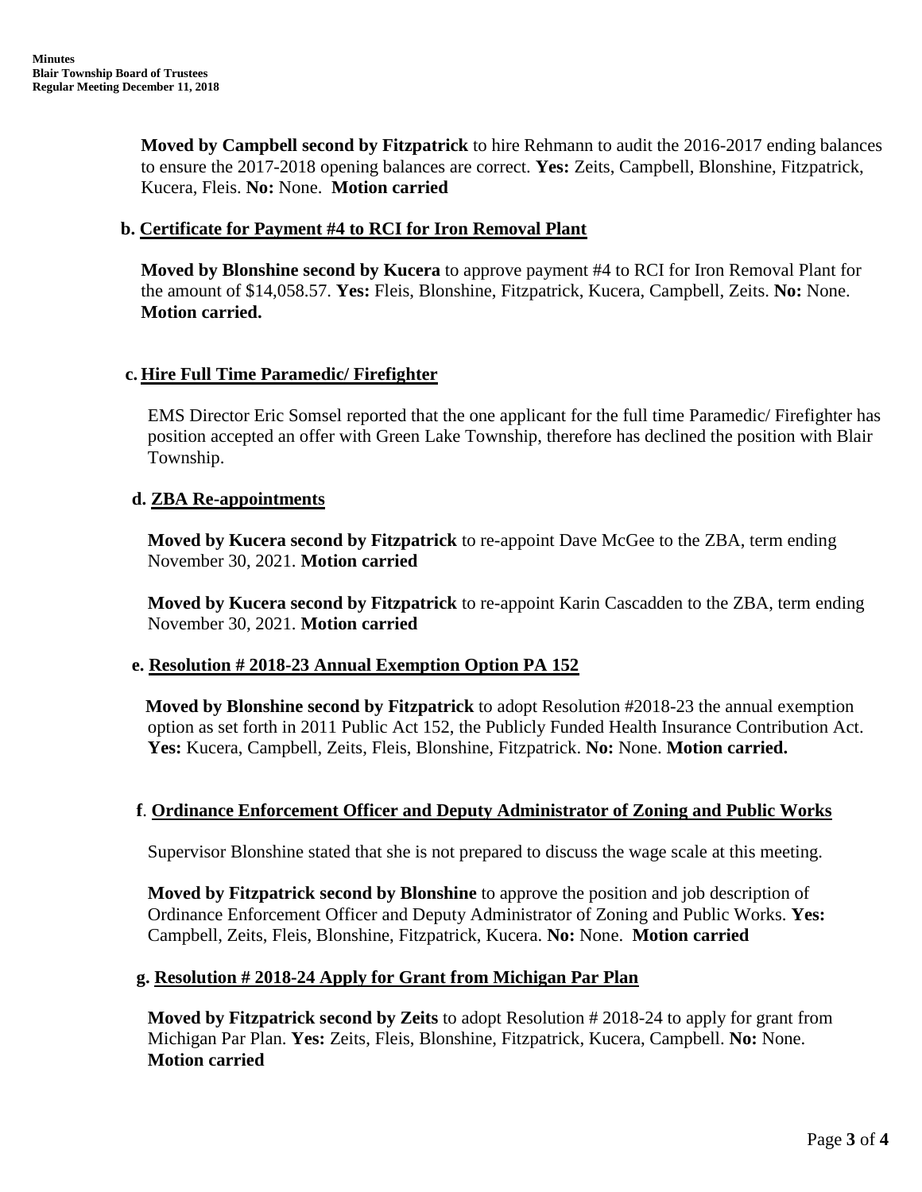**Moved by Campbell second by Fitzpatrick** to hire Rehmann to audit the 2016-2017 ending balances to ensure the 2017-2018 opening balances are correct. **Yes:** Zeits, Campbell, Blonshine, Fitzpatrick, Kucera, Fleis. **No:** None. **Motion carried**

**b. Certificate for Payment #4 to RCI for Iron Removal Plant**

**Moved by Blonshine second by Kucera** to approve payment #4 to RCI for Iron Removal Plant for the amount of $14,058.57. **Yes:** Fleis, Blonshine, Fitzpatrick, Kucera, Campbell, Zeits. **No:** None. **Motion carried.**

**c. Hire Full Time Paramedic/ Firefighter**

EMS Director Eric Somsel reported that the one applicant for the full time Paramedic/ Firefighter has position accepted an offer with Green Lake Township, therefore has declined the position with Blair Township.

**d. ZBA Re-appointments**

**Moved by Kucera second by Fitzpatrick** to re-appoint Dave McGee to the ZBA, term ending November 30, 2021. **Motion carried**

**Moved by Kucera second by Fitzpatrick** to re-appoint Karin Cascadden to the ZBA, term ending November 30, 2021. **Motion carried**

**e. Resolution # 2018-23 Annual Exemption Option PA 152**

**Moved by Blonshine second by Fitzpatrick** to adopt Resolution #2018-23 the annual exemption option as set forth in 2011 Public Act 152, the Publicly Funded Health Insurance Contribution Act. **Yes:** Kucera, Campbell, Zeits, Fleis, Blonshine, Fitzpatrick. **No:** None. **Motion carried.**

**f. Ordinance Enforcement Officer and Deputy Administrator of Zoning and Public Works**

Supervisor Blonshine stated that she is not prepared to discuss the wage scale at this meeting.

**Moved by Fitzpatrick second by Blonshine** to approve the position and job description of Ordinance Enforcement Officer and Deputy Administrator of Zoning and Public Works. **Yes:** Campbell, Zeits, Fleis, Blonshine, Fitzpatrick, Kucera. **No:** None. **Motion carried**

**g. Resolution # 2018-24 Apply for Grant from Michigan Par Plan**

**Moved by Fitzpatrick second by Zeits** to adopt Resolution # 2018-24 to apply for grant from Michigan Par Plan. **Yes:** Zeits, Fleis, Blonshine, Fitzpatrick, Kucera, Campbell. **No:** None. **Motion carried**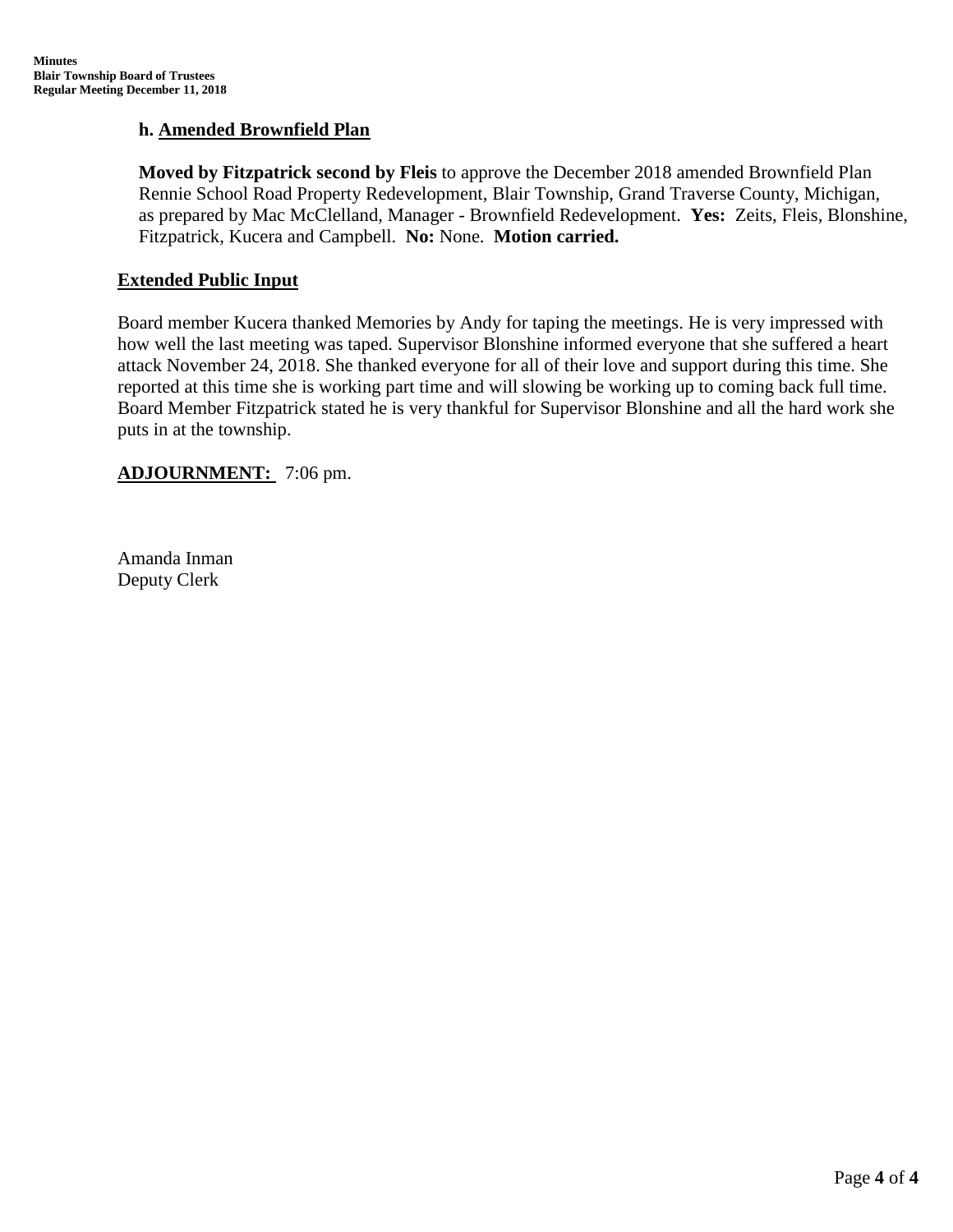### h. Amended Brownfield Plan

**Moved by Fitzpatrick second by Fleis** to approve the December 2018 amended Brownfield Plan Rennie School Road Property Redevelopment, Blair Township, Grand Traverse County, Michigan, as prepared by Mac McClelland, Manager - Brownfield Redevelopment. **Yes:** Zeits, Fleis, Blonshine, Fitzpatrick, Kucera and Campbell. **No:** None. **Motion carried.**

## Extended Public Input

Board member Kucera thanked Memories by Andy for taping the meetings. He is very impressed with how well the last meeting was taped. Supervisor Blonshine informed everyone that she suffered a heart attack November 24, 2018. She thanked everyone for all of their love and support during this time. She reported at this time she is working part time and will slowing be working up to coming back full time. Board Member Fitzpatrick stated he is very thankful for Supervisor Blonshine and all the hard work she puts in at the township.

**ADJOURNMENT:** 7:06 pm.

Amanda Inman
Deputy Clerk